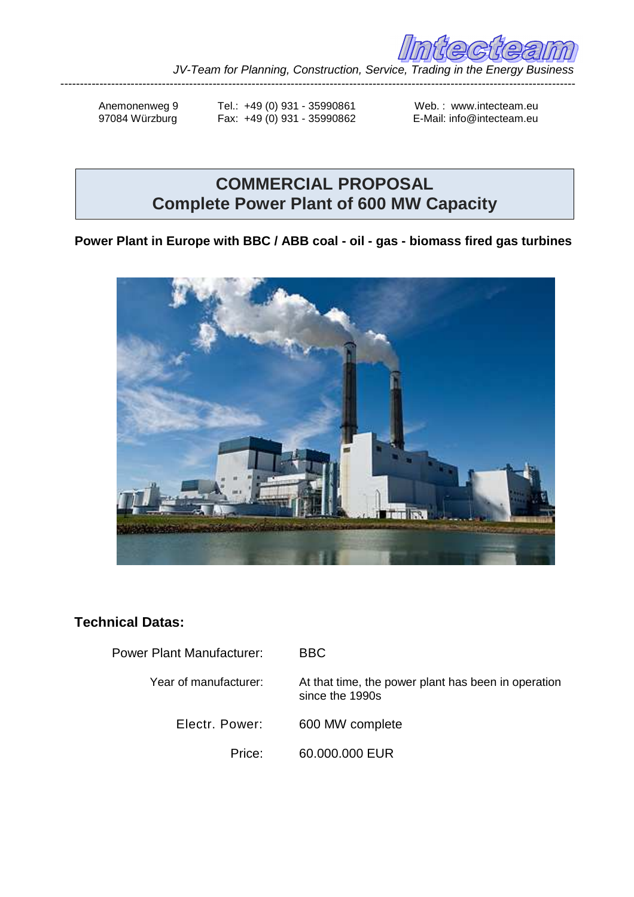Intecteam

*JV-Team for Planning, Construction, Service, Trading in the Energy Business*

---

Anemonenweg 9
97084 Würzburg

Tel.: +49 (0) 931 - 35990861
Fax: +49 (0) 931 - 35990862

Web. : www.intecteam.eu
E-Mail: info@intecteam.eu

# COMMERCIAL PROPOSAL
# Complete Power Plant of 600 MW Capacity

**Power Plant in Europe with BBC / ABB coal - oil - gas - biomass fired gas turbines**

## Technical Datas:

| | |
|---|---|
| Power Plant Manufacturer: | BBC |
| Year of manufacturer: | At that time, the power plant has been in operation since the 1990s |
| Electr. Power: | 600 MW complete |
| Price: | 60.000.000 EUR |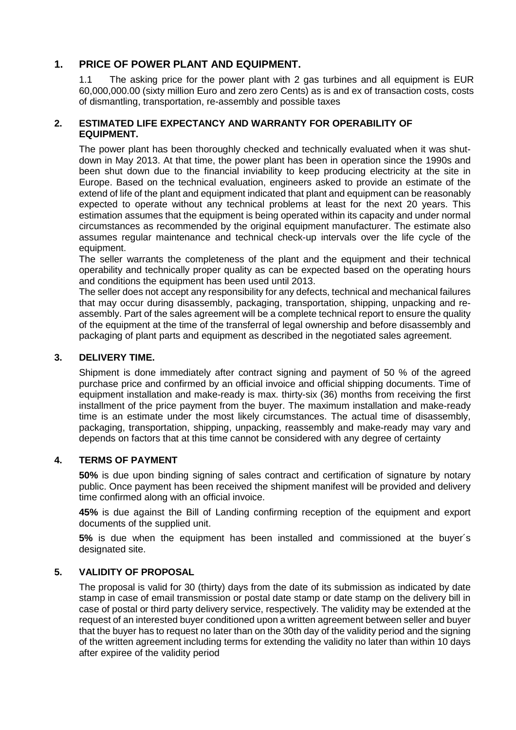## 1. PRICE OF POWER PLANT AND EQUIPMENT.

1.1 The asking price for the power plant with 2 gas turbines and all equipment is EUR 60,000,000.00 (sixty million Euro and zero zero Cents) as is and ex of transaction costs, costs of dismantling, transportation, re-assembly and possible taxes

## 2. ESTIMATED LIFE EXPECTANCY AND WARRANTY FOR OPERABILITY OF EQUIPMENT.

The power plant has been thoroughly checked and technically evaluated when it was shut-down in May 2013. At that time, the power plant has been in operation since the 1990s and been shut down due to the financial inviability to keep producing electricity at the site in Europe. Based on the technical evaluation, engineers asked to provide an estimate of the extend of life of the plant and equipment indicated that plant and equipment can be reasonably expected to operate without any technical problems at least for the next 20 years. This estimation assumes that the equipment is being operated within its capacity and under normal circumstances as recommended by the original equipment manufacturer. The estimate also assumes regular maintenance and technical check-up intervals over the life cycle of the equipment.

The seller warrants the completeness of the plant and the equipment and their technical operability and technically proper quality as can be expected based on the operating hours and conditions the equipment has been used until 2013.

The seller does not accept any responsibility for any defects, technical and mechanical failures that may occur during disassembly, packaging, transportation, shipping, unpacking and re-assembly. Part of the sales agreement will be a complete technical report to ensure the quality of the equipment at the time of the transferral of legal ownership and before disassembly and packaging of plant parts and equipment as described in the negotiated sales agreement.

## 3. DELIVERY TIME.

Shipment is done immediately after contract signing and payment of 50 % of the agreed purchase price and confirmed by an official invoice and official shipping documents. Time of equipment installation and make-ready is max. thirty-six (36) months from receiving the first installment of the price payment from the buyer. The maximum installation and make-ready time is an estimate under the most likely circumstances. The actual time of disassembly, packaging, transportation, shipping, unpacking, reassembly and make-ready may vary and depends on factors that at this time cannot be considered with any degree of certainty

## 4. TERMS OF PAYMENT

**50%** is due upon binding signing of sales contract and certification of signature by notary public. Once payment has been received the shipment manifest will be provided and delivery time confirmed along with an official invoice.

**45%** is due against the Bill of Landing confirming reception of the equipment and export documents of the supplied unit.

**5%** is due when the equipment has been installed and commissioned at the buyer´s designated site.

## 5. VALIDITY OF PROPOSAL

The proposal is valid for 30 (thirty) days from the date of its submission as indicated by date stamp in case of email transmission or postal date stamp or date stamp on the delivery bill in case of postal or third party delivery service, respectively. The validity may be extended at the request of an interested buyer conditioned upon a written agreement between seller and buyer that the buyer has to request no later than on the 30th day of the validity period and the signing of the written agreement including terms for extending the validity no later than within 10 days after expiree of the validity period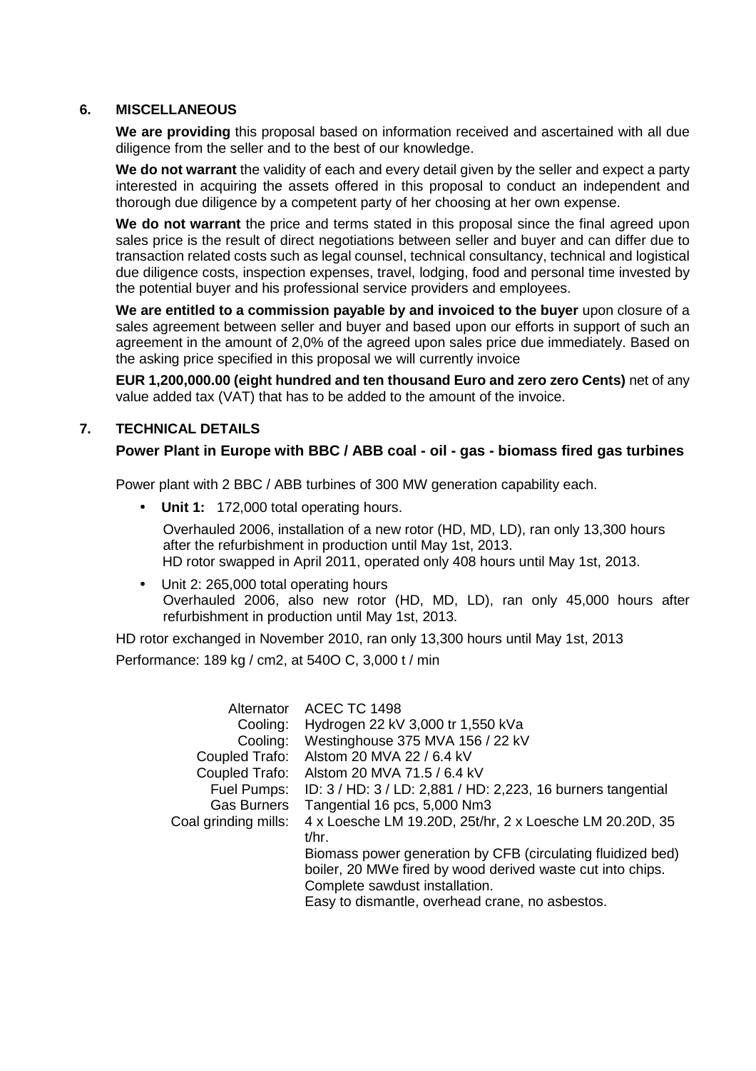## 6. MISCELLANEOUS

**We are providing** this proposal based on information received and ascertained with all due diligence from the seller and to the best of our knowledge.

**We do not warrant** the validity of each and every detail given by the seller and expect a party interested in acquiring the assets offered in this proposal to conduct an independent and thorough due diligence by a competent party of her choosing at her own expense.

**We do not warrant** the price and terms stated in this proposal since the final agreed upon sales price is the result of direct negotiations between seller and buyer and can differ due to transaction related costs such as legal counsel, technical consultancy, technical and logistical due diligence costs, inspection expenses, travel, lodging, food and personal time invested by the potential buyer and his professional service providers and employees.

**We are entitled to a commission payable by and invoiced to the buyer** upon closure of a sales agreement between seller and buyer and based upon our efforts in support of such an agreement in the amount of 2,0% of the agreed upon sales price due immediately. Based on the asking price specified in this proposal we will currently invoice

**EUR 1,200,000.00 (eight hundred and ten thousand Euro and zero zero Cents)** net of any value added tax (VAT) that has to be added to the amount of the invoice.

## 7. TECHNICAL DETAILS

### Power Plant in Europe with BBC / ABB coal - oil - gas - biomass fired gas turbines

Power plant with 2 BBC / ABB turbines of 300 MW generation capability each.

- **Unit 1:** 172,000 total operating hours.

  Overhauled 2006, installation of a new rotor (HD, MD, LD), ran only 13,300 hours after the refurbishment in production until May 1st, 2013.
  HD rotor swapped in April 2011, operated only 408 hours until May 1st, 2013.

- Unit 2: 265,000 total operating hours
  Overhauled 2006, also new rotor (HD, MD, LD), ran only 45,000 hours after refurbishment in production until May 1st, 2013.

HD rotor exchanged in November 2010, ran only 13,300 hours until May 1st, 2013

Performance: 189 kg / cm2, at 540O C, 3,000 t / min

| | |
|---|---|
| Alternator | ACEC TC 1498 |
| Cooling: | Hydrogen 22 kV 3,000 tr 1,550 kVa |
| Cooling: | Westinghouse 375 MVA 156 / 22 kV |
| Coupled Trafo: | Alstom 20 MVA 22 / 6.4 kV |
| Coupled Trafo: | Alstom 20 MVA 71.5 / 6.4 kV |
| Fuel Pumps: | ID: 3 / HD: 3 / LD: 2,881 / HD: 2,223, 16 burners tangential |
| Gas Burners | Tangential 16 pcs, 5,000 Nm3 |
| Coal grinding mills: | 4 x Loesche LM 19.20D, 25t/hr, 2 x Loesche LM 20.20D, 35 t/hr. |
| | Biomass power generation by CFB (circulating fluidized bed) boiler, 20 MWe fired by wood derived waste cut into chips. |
| | Complete sawdust installation. |
| | Easy to dismantle, overhead crane, no asbestos. |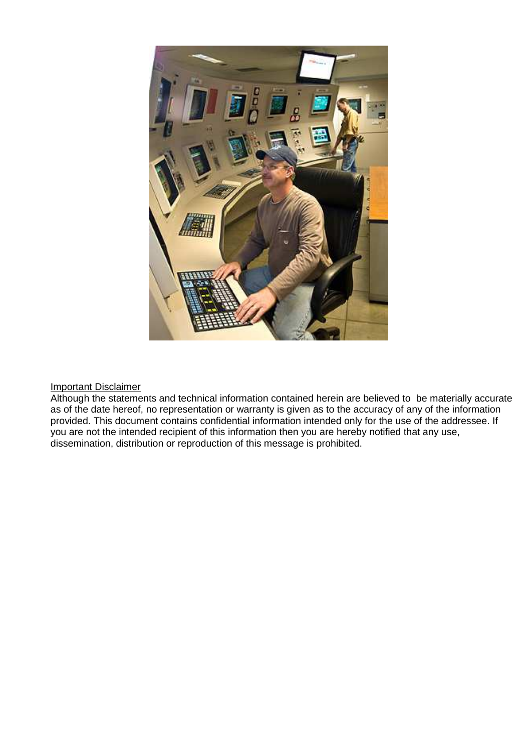Important Disclaimer

Although the statements and technical information contained herein are believed to be materially accurate as of the date hereof, no representation or warranty is given as to the accuracy of any of the information provided. This document contains confidential information intended only for the use of the addressee. If you are not the intended recipient of this information then you are hereby notified that any use, dissemination, distribution or reproduction of this message is prohibited.